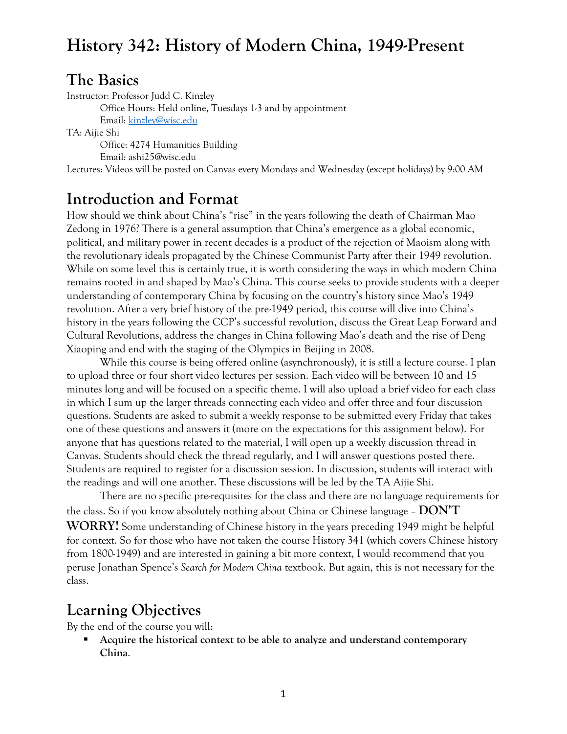# History 342: History of Modern China, 1949-Present

## The Basics

Instructor: Professor Judd C. Kinzley

Office Hours: Held online, Tuesdays 1-3 and by appointment

Email: kinzley@wisc.edu

TA: Aijie Shi

Office: 4274 Humanities Building

Email: ashi25@wisc.edu

Lectures: Videos will be posted on Canvas every Mondays and Wednesday (except holidays) by 9:00 AM

## Introduction and Format

How should we think about China's "rise" in the years following the death of Chairman Mao Zedong in 1976? There is a general assumption that China's emergence as a global economic, political, and military power in recent decades is a product of the rejection of Maoism along with the revolutionary ideals propagated by the Chinese Communist Party after their 1949 revolution. While on some level this is certainly true, it is worth considering the ways in which modern China remains rooted in and shaped by Mao's China. This course seeks to provide students with a deeper understanding of contemporary China by focusing on the country's history since Mao's 1949 revolution. After a very brief history of the pre-1949 period, this course will dive into China's history in the years following the CCP's successful revolution, discuss the Great Leap Forward and Cultural Revolutions, address the changes in China following Mao's death and the rise of Deng Xiaoping and end with the staging of the Olympics in Beijing in 2008.

While this course is being offered online (asynchronously), it is still a lecture course. I plan to upload three or four short video lectures per session. Each video will be between 10 and 15 minutes long and will be focused on a specific theme. I will also upload a brief video for each class in which I sum up the larger threads connecting each video and offer three and four discussion questions. Students are asked to submit a weekly response to be submitted every Friday that takes one of these questions and answers it (more on the expectations for this assignment below). For anyone that has questions related to the material, I will open up a weekly discussion thread in Canvas. Students should check the thread regularly, and I will answer questions posted there. Students are required to register for a discussion session. In discussion, students will interact with the readings and will one another. These discussions will be led by the TA Aijie Shi.

There are no specific pre-requisites for the class and there are no language requirements for the class. So if you know absolutely nothing about China or Chinese language – **DON'T WORRY!** Some understanding of Chinese history in the years preceding 1949 might be helpful for context. So for those who have not taken the course History 341 (which covers Chinese history from 1800-1949) and are interested in gaining a bit more context, I would recommend that you peruse Jonathan Spence's *Search for Modern China* textbook. But again, this is not necessary for the class.

## Learning Objectives

By the end of the course you will:

- **Acquire the historical context to be able to analyze and understand contemporary China**.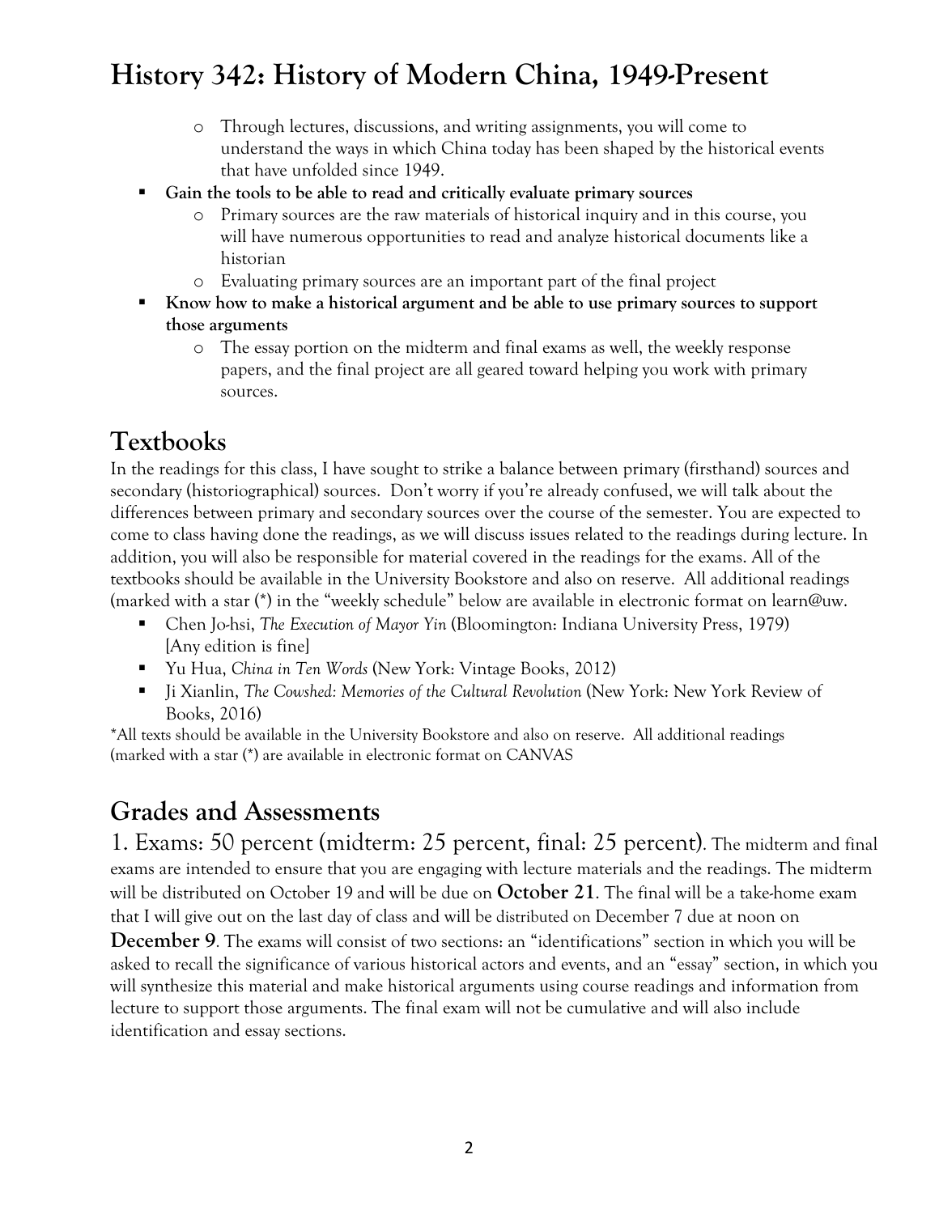# History 342: History of Modern China, 1949-Present

- Through lectures, discussions, and writing assignments, you will come to understand the ways in which China today has been shaped by the historical events that have unfolded since 1949.

- **Gain the tools to be able to read and critically evaluate primary sources**
  - Primary sources are the raw materials of historical inquiry and in this course, you will have numerous opportunities to read and analyze historical documents like a historian
  - Evaluating primary sources are an important part of the final project
- **Know how to make a historical argument and be able to use primary sources to support those arguments**
  - The essay portion on the midterm and final exams as well, the weekly response papers, and the final project are all geared toward helping you work with primary sources.

## Textbooks

In the readings for this class, I have sought to strike a balance between primary (firsthand) sources and secondary (historiographical) sources. Don't worry if you're already confused, we will talk about the differences between primary and secondary sources over the course of the semester. You are expected to come to class having done the readings, as we will discuss issues related to the readings during lecture. In addition, you will also be responsible for material covered in the readings for the exams. All of the textbooks should be available in the University Bookstore and also on reserve. All additional readings (marked with a star (*) in the "weekly schedule" below are available in electronic format on learn@uw.

- Chen Jo-hsi, *The Execution of Mayor Yin* (Bloomington: Indiana University Press, 1979) [Any edition is fine]
- Yu Hua, *China in Ten Words* (New York: Vintage Books, 2012)
- Ji Xianlin, *The Cowshed: Memories of the Cultural Revolution* (New York: New York Review of Books, 2016)

*All texts should be available in the University Bookstore and also on reserve. All additional readings (marked with a star (*) are available in electronic format on CANVAS

## Grades and Assessments

1. Exams: 50 percent (midterm: 25 percent, final: 25 percent). The midterm and final exams are intended to ensure that you are engaging with lecture materials and the readings. The midterm will be distributed on October 19 and will be due on **October 21**. The final will be a take-home exam that I will give out on the last day of class and will be distributed on December 7 due at noon on **December 9**. The exams will consist of two sections: an "identifications" section in which you will be asked to recall the significance of various historical actors and events, and an "essay" section, in which you will synthesize this material and make historical arguments using course readings and information from lecture to support those arguments. The final exam will not be cumulative and will also include identification and essay sections.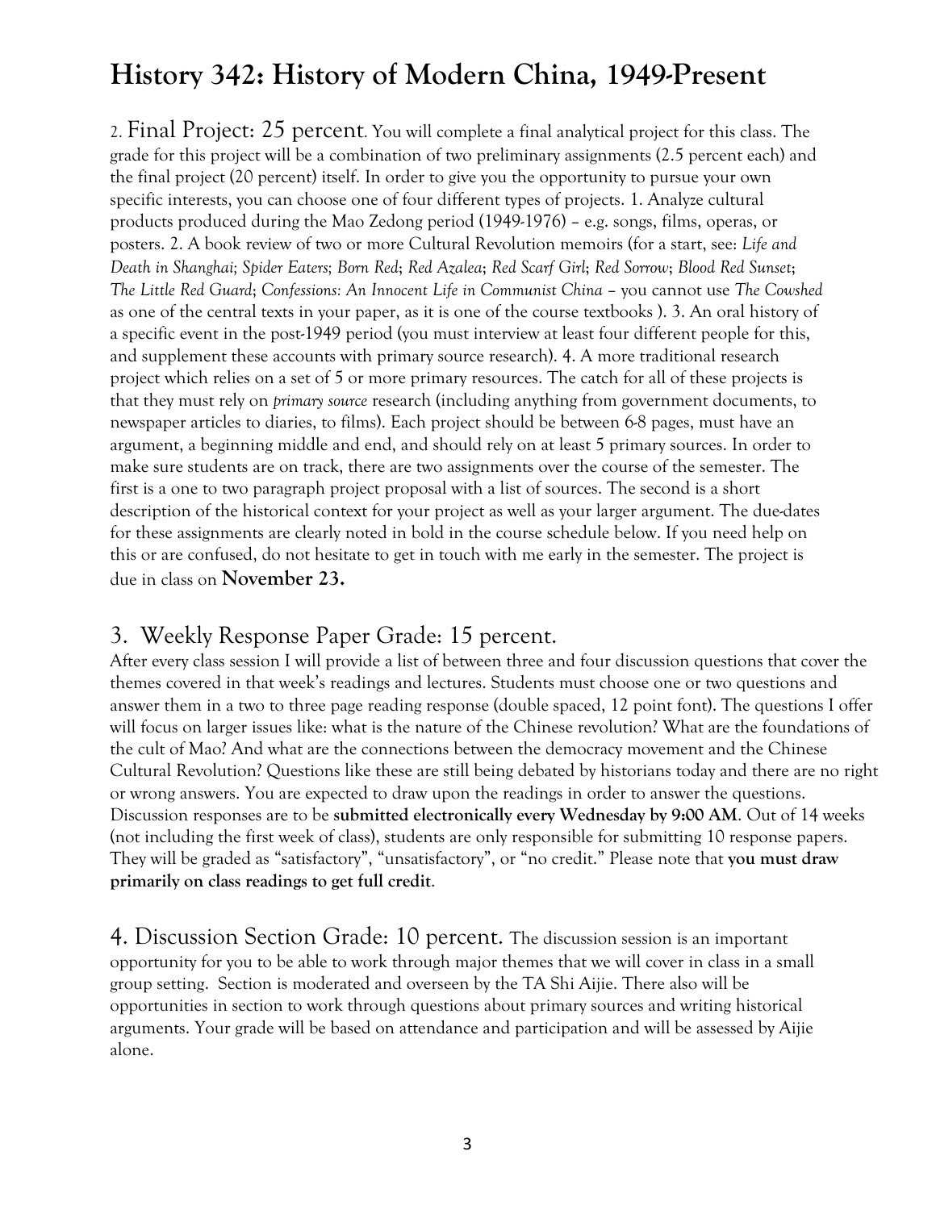# History 342: History of Modern China, 1949-Present

2. Final Project: 25 percent. You will complete a final analytical project for this class. The grade for this project will be a combination of two preliminary assignments (2.5 percent each) and the final project (20 percent) itself. In order to give you the opportunity to pursue your own specific interests, you can choose one of four different types of projects. 1. Analyze cultural products produced during the Mao Zedong period (1949-1976) – e.g. songs, films, operas, or posters. 2. A book review of two or more Cultural Revolution memoirs (for a start, see: *Life and Death in Shanghai; Spider Eaters; Born Red*; *Red Azalea*; *Red Scarf Girl*; *Red Sorrow*; *Blood Red Sunset*; *The Little Red Guard*; *Confessions: An Innocent Life in Communist China* – you cannot use *The Cowshed* as one of the central texts in your paper, as it is one of the course textbooks ). 3. An oral history of a specific event in the post-1949 period (you must interview at least four different people for this, and supplement these accounts with primary source research). 4. A more traditional research project which relies on a set of 5 or more primary resources. The catch for all of these projects is that they must rely on *primary source* research (including anything from government documents, to newspaper articles to diaries, to films). Each project should be between 6-8 pages, must have an argument, a beginning middle and end, and should rely on at least 5 primary sources. In order to make sure students are on track, there are two assignments over the course of the semester. The first is a one to two paragraph project proposal with a list of sources. The second is a short description of the historical context for your project as well as your larger argument. The due-dates for these assignments are clearly noted in bold in the course schedule below. If you need help on this or are confused, do not hesitate to get in touch with me early in the semester. The project is due in class on **November 23.**

## 3. Weekly Response Paper Grade: 15 percent.

After every class session I will provide a list of between three and four discussion questions that cover the themes covered in that week's readings and lectures. Students must choose one or two questions and answer them in a two to three page reading response (double spaced, 12 point font). The questions I offer will focus on larger issues like: what is the nature of the Chinese revolution? What are the foundations of the cult of Mao? And what are the connections between the democracy movement and the Chinese Cultural Revolution? Questions like these are still being debated by historians today and there are no right or wrong answers. You are expected to draw upon the readings in order to answer the questions. Discussion responses are to be **submitted electronically every Wednesday by 9:00 AM**. Out of 14 weeks (not including the first week of class), students are only responsible for submitting 10 response papers. They will be graded as "satisfactory", "unsatisfactory", or "no credit." Please note that **you must draw primarily on class readings to get full credit**.

4. Discussion Section Grade: 10 percent. The discussion session is an important opportunity for you to be able to work through major themes that we will cover in class in a small group setting. Section is moderated and overseen by the TA Shi Aijie. There also will be opportunities in section to work through questions about primary sources and writing historical arguments. Your grade will be based on attendance and participation and will be assessed by Aijie alone.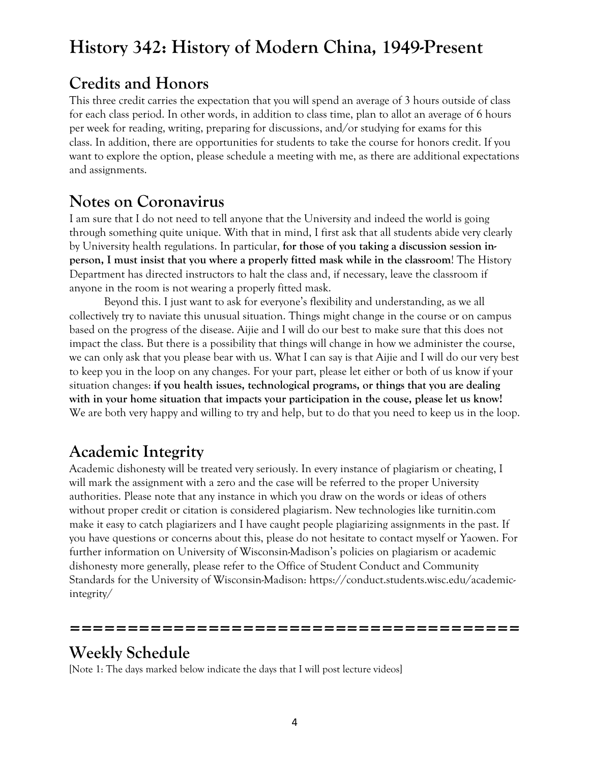# History 342: History of Modern China, 1949-Present

## Credits and Honors

This three credit carries the expectation that you will spend an average of 3 hours outside of class for each class period. In other words, in addition to class time, plan to allot an average of 6 hours per week for reading, writing, preparing for discussions, and/or studying for exams for this class. In addition, there are opportunities for students to take the course for honors credit. If you want to explore the option, please schedule a meeting with me, as there are additional expectations and assignments.

## Notes on Coronavirus

I am sure that I do not need to tell anyone that the University and indeed the world is going through something quite unique. With that in mind, I first ask that all students abide very clearly by University health regulations. In particular, **for those of you taking a discussion session in-person, I must insist that you where a properly fitted mask while in the classroom**! The History Department has directed instructors to halt the class and, if necessary, leave the classroom if anyone in the room is not wearing a properly fitted mask.

Beyond this. I just want to ask for everyone's flexibility and understanding, as we all collectively try to naviate this unusual situation. Things might change in the course or on campus based on the progress of the disease. Aijie and I will do our best to make sure that this does not impact the class. But there is a possibility that things will change in how we administer the course, we can only ask that you please bear with us. What I can say is that Aijie and I will do our very best to keep you in the loop on any changes. For your part, please let either or both of us know if your situation changes: **if you health issues, technological programs, or things that you are dealing with in your home situation that impacts your participation in the couse, please let us know!** We are both very happy and willing to try and help, but to do that you need to keep us in the loop.

## Academic Integrity

Academic dishonesty will be treated very seriously. In every instance of plagiarism or cheating, I will mark the assignment with a zero and the case will be referred to the proper University authorities. Please note that any instance in which you draw on the words or ideas of others without proper credit or citation is considered plagiarism. New technologies like turnitin.com make it easy to catch plagiarizers and I have caught people plagiarizing assignments in the past. If you have questions or concerns about this, please do not hesitate to contact myself or Yaowen. For further information on University of Wisconsin-Madison's policies on plagiarism or academic dishonesty more generally, please refer to the Office of Student Conduct and Community Standards for the University of Wisconsin-Madison: https://conduct.students.wisc.edu/academic-integrity/

**========================================**

## Weekly Schedule

[Note 1: The days marked below indicate the days that I will post lecture videos]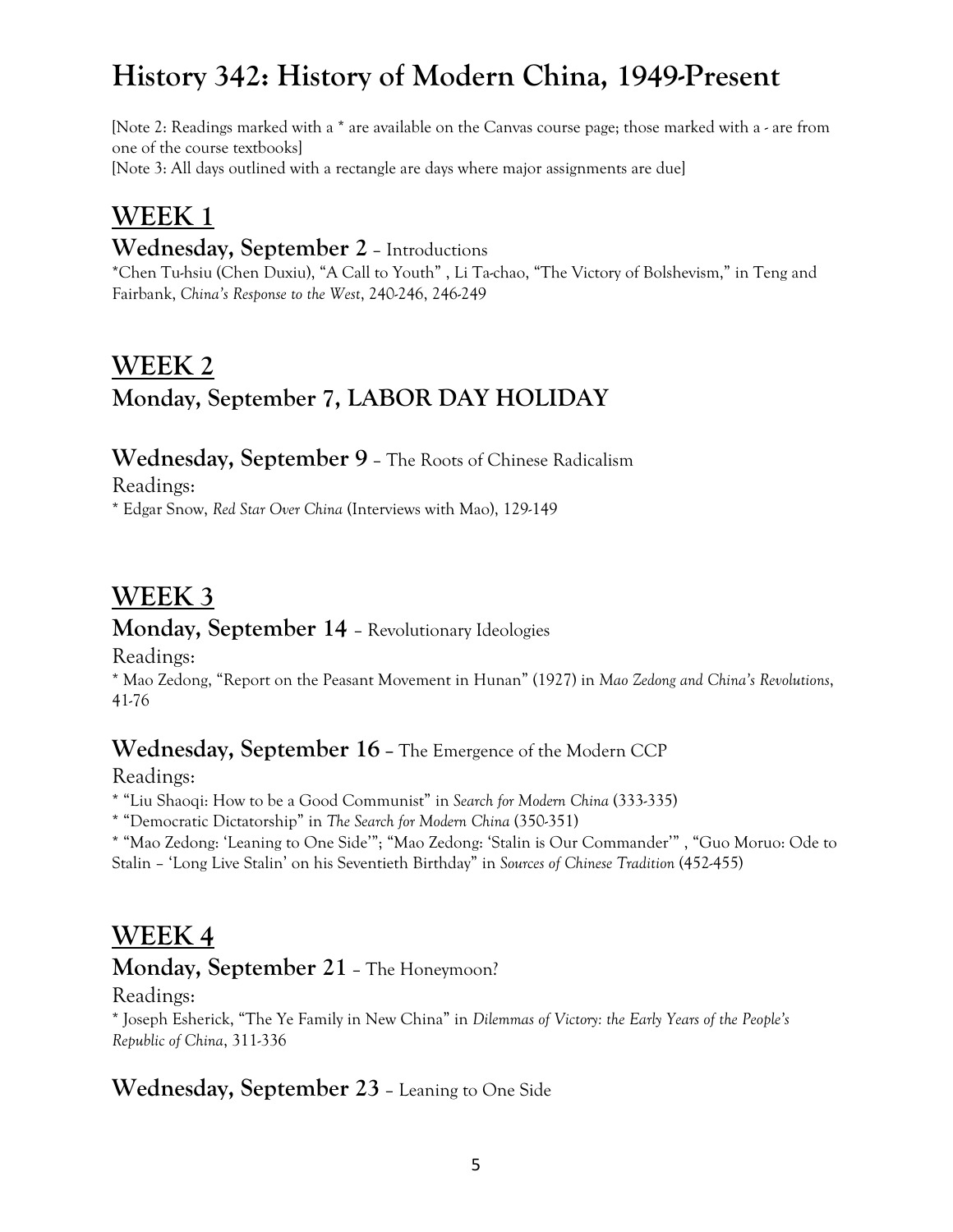# History 342: History of Modern China, 1949-Present

[Note 2: Readings marked with a * are available on the Canvas course page; those marked with a - are from one of the course textbooks]
[Note 3: All days outlined with a rectangle are days where major assignments are due]

## WEEK 1

### Wednesday, September 2 – Introductions

*Chen Tu-hsiu (Chen Duxiu), "A Call to Youth" , Li Ta-chao, "The Victory of Bolshevism," in Teng and Fairbank, *China's Response to the West*, 240-246, 246-249

## WEEK 2

### Monday, September 7, LABOR DAY HOLIDAY

### Wednesday, September 9 – The Roots of Chinese Radicalism

Readings:
* Edgar Snow, *Red Star Over China* (Interviews with Mao), 129-149

## WEEK 3

### Monday, September 14 – Revolutionary Ideologies

Readings:
* Mao Zedong, "Report on the Peasant Movement in Hunan" (1927) in *Mao Zedong and China's Revolutions*, 41-76

### Wednesday, September 16 – The Emergence of the Modern CCP

Readings:
* "Liu Shaoqi: How to be a Good Communist" in *Search for Modern China* (333-335)
* "Democratic Dictatorship" in *The Search for Modern China* (350-351)
* "Mao Zedong: 'Leaning to One Side'"; "Mao Zedong: 'Stalin is Our Commander'" , "Guo Moruo: Ode to Stalin – 'Long Live Stalin' on his Seventieth Birthday" in *Sources of Chinese Tradition* (452-455)

## WEEK 4

### Monday, September 21 – The Honeymoon?

Readings:
* Joseph Esherick, "The Ye Family in New China" in *Dilemmas of Victory: the Early Years of the People's Republic of China*, 311-336

### Wednesday, September 23 – Leaning to One Side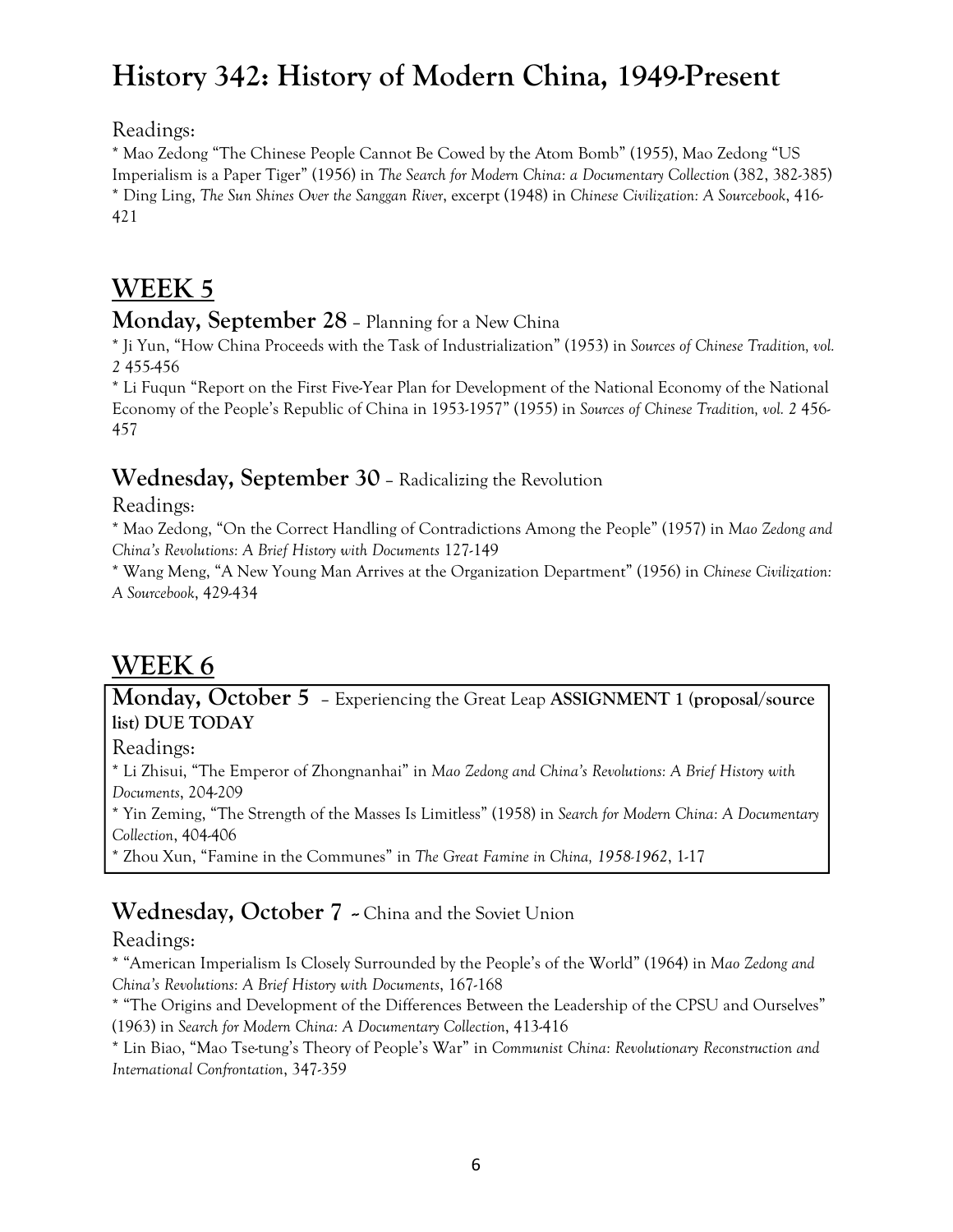# History 342: History of Modern China, 1949-Present

Readings:

* Mao Zedong "The Chinese People Cannot Be Cowed by the Atom Bomb" (1955), Mao Zedong "US Imperialism is a Paper Tiger" (1956) in *The Search for Modern China: a Documentary Collection* (382, 382-385)
* Ding Ling, *The Sun Shines Over the Sanggan River*, excerpt (1948) in *Chinese Civilization: A Sourcebook*, 416-421

## WEEK 5

### Monday, September 28 – Planning for a New China

* Ji Yun, "How China Proceeds with the Task of Industrialization" (1953) in *Sources of Chinese Tradition, vol. 2* 455-456
* Li Fuqun "Report on the First Five-Year Plan for Development of the National Economy of the National Economy of the People's Republic of China in 1953-1957" (1955) in *Sources of Chinese Tradition, vol. 2* 456-457

### Wednesday, September 30 – Radicalizing the Revolution

Readings:

* Mao Zedong, "On the Correct Handling of Contradictions Among the People" (1957) in *Mao Zedong and China's Revolutions: A Brief History with Documents* 127-149
* Wang Meng, "A New Young Man Arrives at the Organization Department" (1956) in *Chinese Civilization: A Sourcebook*, 429-434

## WEEK 6

### Monday, October 5 – Experiencing the Great Leap **ASSIGNMENT 1 (proposal/source list) DUE TODAY**

Readings:

* Li Zhisui, "The Emperor of Zhongnanhai" in *Mao Zedong and China's Revolutions: A Brief History with Documents*, 204-209
* Yin Zeming, "The Strength of the Masses Is Limitless" (1958) in *Search for Modern China: A Documentary Collection*, 404-406
* Zhou Xun, "Famine in the Communes" in *The Great Famine in China, 1958-1962*, 1-17

### Wednesday, October 7 – China and the Soviet Union

Readings:

* "American Imperialism Is Closely Surrounded by the People's of the World" (1964) in *Mao Zedong and China's Revolutions: A Brief History with Documents*, 167-168
* "The Origins and Development of the Differences Between the Leadership of the CPSU and Ourselves" (1963) in *Search for Modern China: A Documentary Collection*, 413-416
* Lin Biao, "Mao Tse-tung's Theory of People's War" in *Communist China: Revolutionary Reconstruction and International Confrontation*, 347-359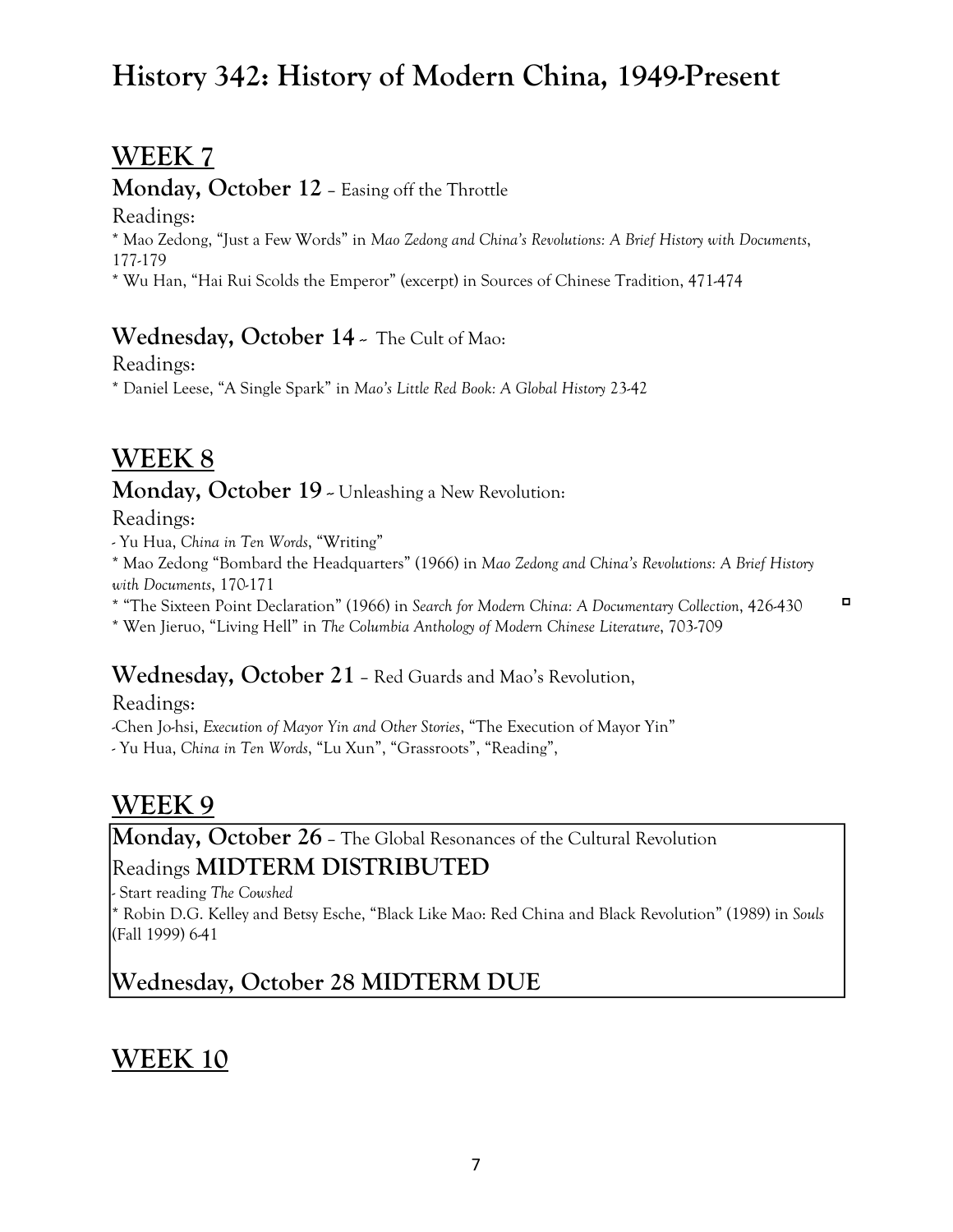# History 342: History of Modern China, 1949-Present

## WEEK 7

### Monday, October 12 – Easing off the Throttle

Readings:

* Mao Zedong, "Just a Few Words" in *Mao Zedong and China's Revolutions: A Brief History with Documents*, 177-179
* Wu Han, "Hai Rui Scolds the Emperor" (excerpt) in Sources of Chinese Tradition, 471-474

### Wednesday, October 14 – The Cult of Mao:

Readings:

* Daniel Leese, "A Single Spark" in *Mao's Little Red Book: A Global History* 23-42

## WEEK 8

### Monday, October 19 – Unleashing a New Revolution:

Readings:

- Yu Hua, *China in Ten Words*, "Writing"
* Mao Zedong "Bombard the Headquarters" (1966) in *Mao Zedong and China's Revolutions: A Brief History with Documents*, 170-171
* "The Sixteen Point Declaration" (1966) in *Search for Modern China: A Documentary Collection*, 426-430
* Wen Jieruo, "Living Hell" in *The Columbia Anthology of Modern Chinese Literature*, 703-709

### Wednesday, October 21 – Red Guards and Mao's Revolution,

Readings:

-Chen Jo-hsi, *Execution of Mayor Yin and Other Stories*, "The Execution of Mayor Yin"
- Yu Hua, *China in Ten Words*, "Lu Xun", "Grassroots", "Reading",

## WEEK 9

### Monday, October 26 – The Global Resonances of the Cultural Revolution

Readings **MIDTERM DISTRIBUTED**

- Start reading *The Cowshed*
* Robin D.G. Kelley and Betsy Esche, "Black Like Mao: Red China and Black Revolution" (1989) in *Souls* (Fall 1999) 6-41

### Wednesday, October 28 MIDTERM DUE

## WEEK 10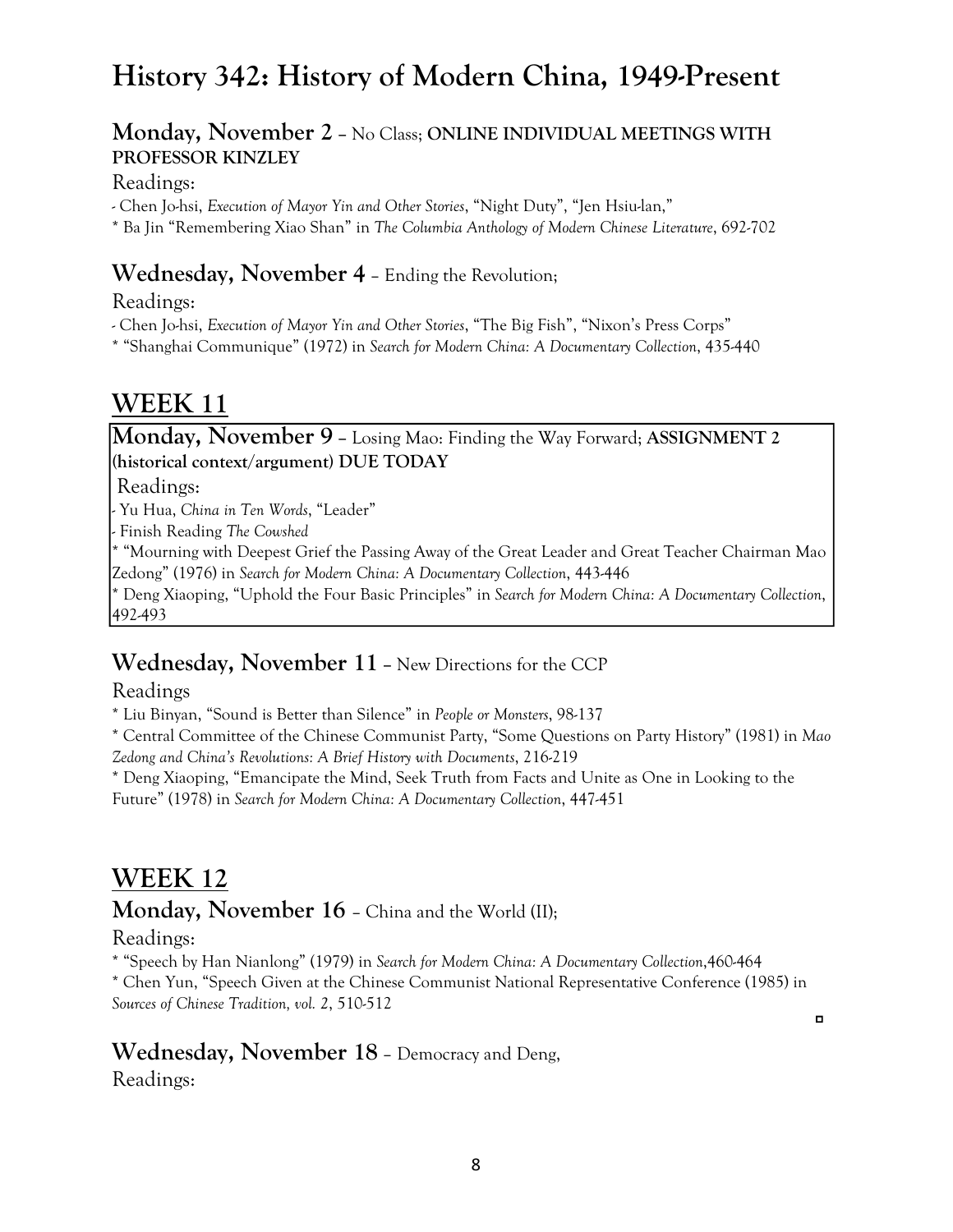# History 342: History of Modern China, 1949-Present

### Monday, November 2 – No Class; **ONLINE INDIVIDUAL MEETINGS WITH PROFESSOR KINZLEY**

Readings:

- Chen Jo-hsi, *Execution of Mayor Yin and Other Stories*, "Night Duty", "Jen Hsiu-lan,"
* Ba Jin "Remembering Xiao Shan" in *The Columbia Anthology of Modern Chinese Literature*, 692-702

### Wednesday, November 4 – Ending the Revolution;

Readings:

- Chen Jo-hsi, *Execution of Mayor Yin and Other Stories*, "The Big Fish", "Nixon's Press Corps"
* "Shanghai Communique" (1972) in *Search for Modern China: A Documentary Collection*, 435-440

## WEEK 11

### Monday, November 9 – Losing Mao: Finding the Way Forward; **ASSIGNMENT 2 (historical context/argument) DUE TODAY**

Readings:

- Yu Hua, *China in Ten Words*, "Leader"
- Finish Reading *The Cowshed*
* "Mourning with Deepest Grief the Passing Away of the Great Leader and Great Teacher Chairman Mao Zedong" (1976) in *Search for Modern China: A Documentary Collection*, 443-446
* Deng Xiaoping, "Uphold the Four Basic Principles" in *Search for Modern China: A Documentary Collection*, 492-493

### Wednesday, November 11 – New Directions for the CCP

Readings

* Liu Binyan, "Sound is Better than Silence" in *People or Monsters*, 98-137
* Central Committee of the Chinese Communist Party, "Some Questions on Party History" (1981) in *Mao Zedong and China's Revolutions: A Brief History with Documents*, 216-219
* Deng Xiaoping, "Emancipate the Mind, Seek Truth from Facts and Unite as One in Looking to the Future" (1978) in *Search for Modern China: A Documentary Collection*, 447-451

## WEEK 12

### Monday, November 16 – China and the World (II);

Readings:

* "Speech by Han Nianlong" (1979) in *Search for Modern China: A Documentary Collection*,460-464
* Chen Yun, "Speech Given at the Chinese Communist National Representative Conference (1985) in *Sources of Chinese Tradition, vol. 2*, 510-512

### Wednesday, November 18 – Democracy and Deng,

Readings: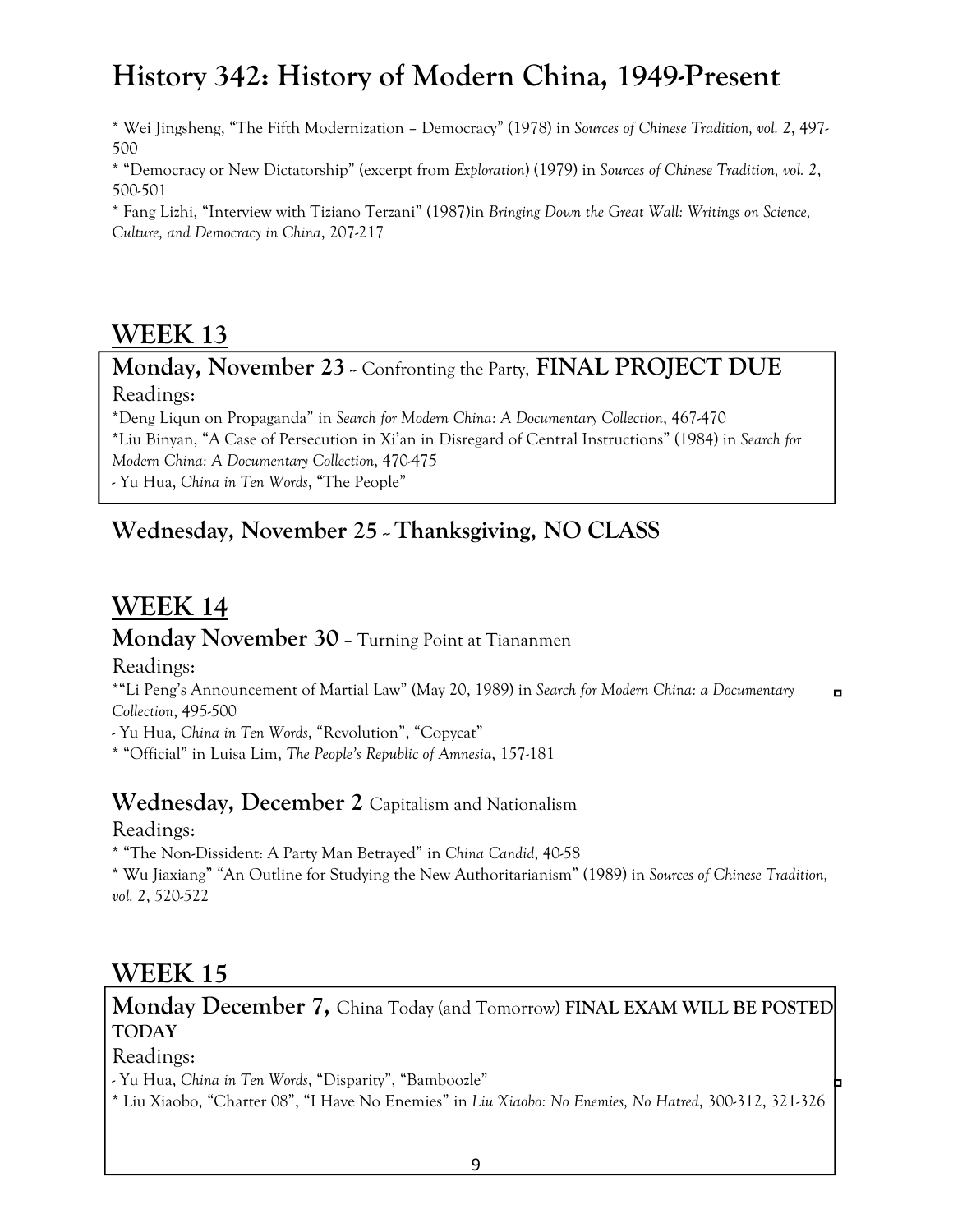# History 342: History of Modern China, 1949-Present

* Wei Jingsheng, "The Fifth Modernization – Democracy" (1978) in *Sources of Chinese Tradition, vol. 2*, 497-500
* "Democracy or New Dictatorship" (excerpt from *Exploration*) (1979) in *Sources of Chinese Tradition, vol. 2*, 500-501
* Fang Lizhi, "Interview with Tiziano Terzani" (1987)in *Bringing Down the Great Wall: Writings on Science, Culture, and Democracy in China*, 207-217

## WEEK 13

### Monday, November 23 – Confronting the Party, FINAL PROJECT DUE

Readings:

*Deng Liqun on Propaganda" in *Search for Modern China: A Documentary Collection*, 467-470
*Liu Binyan, "A Case of Persecution in Xi'an in Disregard of Central Instructions" (1984) in *Search for Modern China: A Documentary Collection*, 470-475
- Yu Hua, *China in Ten Words*, "The People"

### Wednesday, November 25 – Thanksgiving, NO CLASS

## WEEK 14

### Monday November 30 – Turning Point at Tiananmen

Readings:

*"Li Peng's Announcement of Martial Law" (May 20, 1989) in *Search for Modern China: a Documentary Collection*, 495-500
- Yu Hua, *China in Ten Words*, "Revolution", "Copycat"
* "Official" in Luisa Lim, *The People's Republic of Amnesia*, 157-181

### Wednesday, December 2 Capitalism and Nationalism

Readings:

* "The Non-Dissident: A Party Man Betrayed" in *China Candid*, 40-58
* Wu Jiaxiang" "An Outline for Studying the New Authoritarianism" (1989) in *Sources of Chinese Tradition, vol. 2*, 520-522

## WEEK 15

### Monday December 7, China Today (and Tomorrow) FINAL EXAM WILL BE POSTED TODAY

Readings:

- Yu Hua, *China in Ten Words*, "Disparity", "Bamboozle"
* Liu Xiaobo, "Charter 08", "I Have No Enemies" in *Liu Xiaobo: No Enemies, No Hatred*, 300-312, 321-326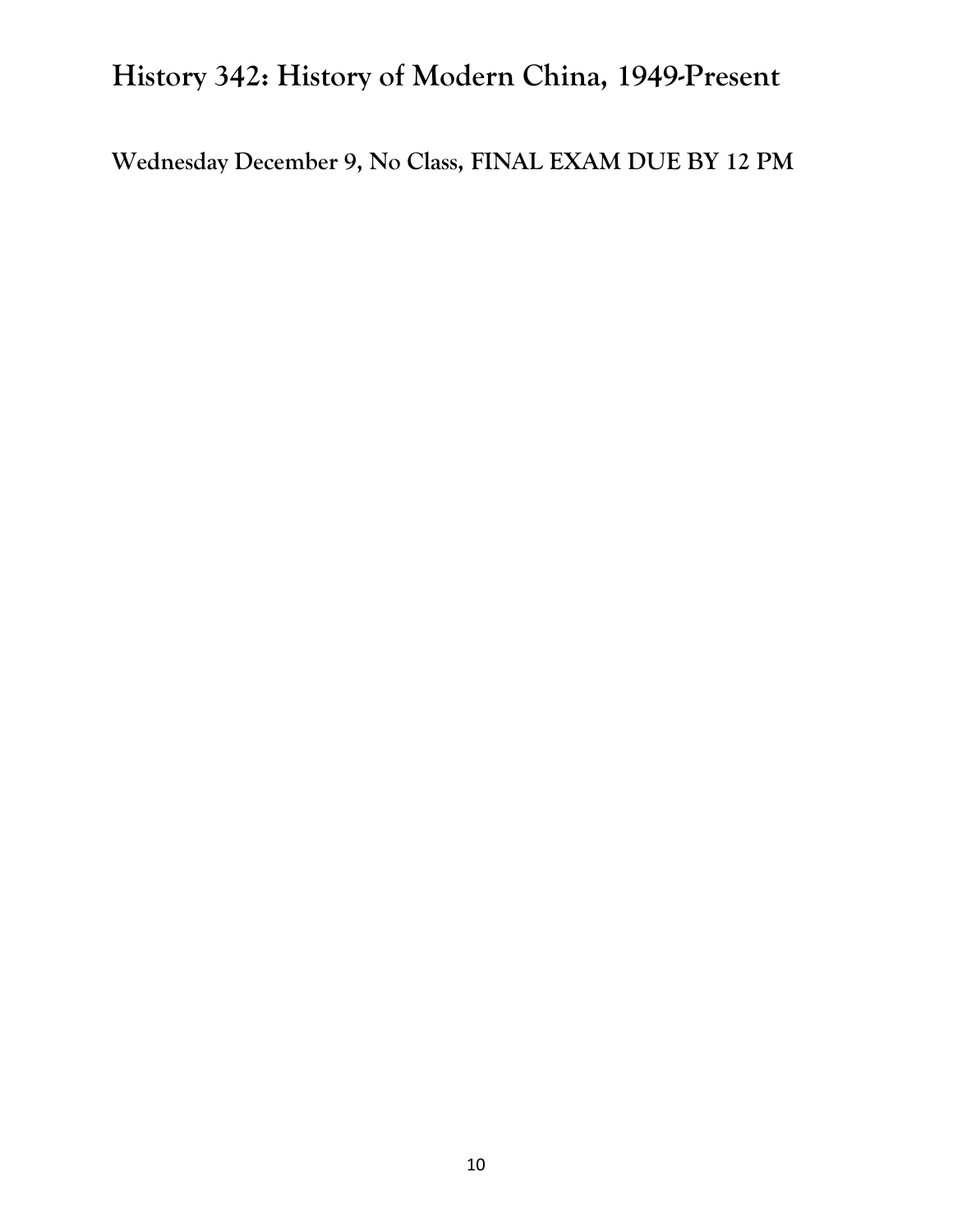# History 342: History of Modern China, 1949-Present

**Wednesday December 9, No Class, FINAL EXAM DUE BY 12 PM**